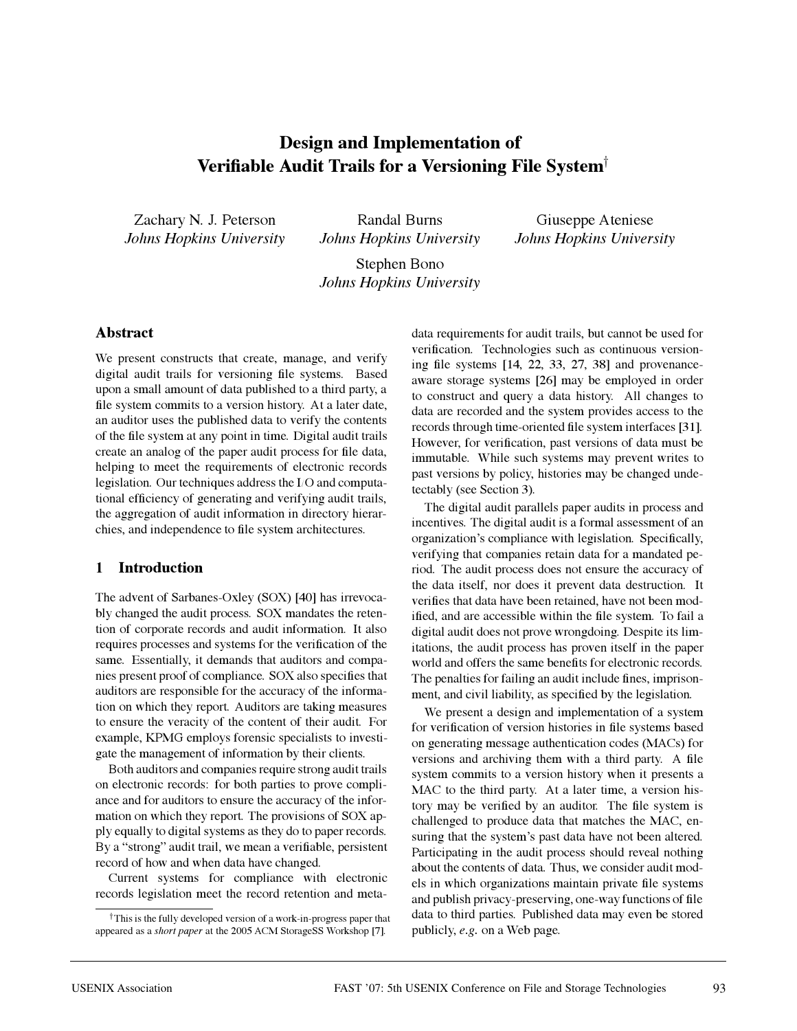# Design and Implementation of Verifiable Audit Trails for a Versioning File System[†]

Zachary N. J. Peterson
*Johns Hopkins University*

Randal Burns
*Johns Hopkins University*

Giuseppe Ateniese
*Johns Hopkins University*

Stephen Bono
*Johns Hopkins University*

## Abstract

We present constructs that create, manage, and verify digital audit trails for versioning file systems. Based upon a small amount of data published to a third party, a file system commits to a version history. At a later date, an auditor uses the published data to verify the contents of the file system at any point in time. Digital audit trails create an analog of the paper audit process for file data, helping to meet the requirements of electronic records legislation. Our techniques address the I/O and computational efficiency of generating and verifying audit trails, the aggregation of audit information in directory hierarchies, and independence to file system architectures.

## 1 Introduction

The advent of Sarbanes-Oxley (SOX) [40] has irrevocably changed the audit process. SOX mandates the retention of corporate records and audit information. It also requires processes and systems for the verification of the same. Essentially, it demands that auditors and companies present proof of compliance. SOX also specifies that auditors are responsible for the accuracy of the information on which they report. Auditors are taking measures to ensure the veracity of the content of their audit. For example, KPMG employs forensic specialists to investigate the management of information by their clients.

Both auditors and companies require strong audit trails on electronic records: for both parties to prove compliance and for auditors to ensure the accuracy of the information on which they report. The provisions of SOX apply equally to digital systems as they do to paper records. By a "strong" audit trail, we mean a verifiable, persistent record of how and when data have changed.

Current systems for compliance with electronic records legislation meet the record retention and metadata requirements for audit trails, but cannot be used for verification. Technologies such as continuous versioning file systems [14, 22, 33, 27, 38] and provenance-aware storage systems [26] may be employed in order to construct and query a data history. All changes to data are recorded and the system provides access to the records through time-oriented file system interfaces [31]. However, for verification, past versions of data must be immutable. While such systems may prevent writes to past versions by policy, histories may be changed undetectably (see Section 3).

The digital audit parallels paper audits in process and incentives. The digital audit is a formal assessment of an organization's compliance with legislation. Specifically, verifying that companies retain data for a mandated period. The audit process does not ensure the accuracy of the data itself, nor does it prevent data destruction. It verifies that data have been retained, have not been modified, and are accessible within the file system. To fail a digital audit does not prove wrongdoing. Despite its limitations, the audit process has proven itself in the paper world and offers the same benefits for electronic records. The penalties for failing an audit include fines, imprisonment, and civil liability, as specified by the legislation.

We present a design and implementation of a system for verification of version histories in file systems based on generating message authentication codes (MACs) for versions and archiving them with a third party. A file system commits to a version history when it presents a MAC to the third party. At a later time, a version history may be verified by an auditor. The file system is challenged to produce data that matches the MAC, ensuring that the system's past data have not been altered. Participating in the audit process should reveal nothing about the contents of data. Thus, we consider audit models in which organizations maintain private file systems and publish privacy-preserving, one-way functions of file data to third parties. Published data may even be stored publicly, *e.g.* on a Web page.

[†]This is the fully developed version of a work-in-progress paper that appeared as a *short paper* at the 2005 ACM StorageSS Workshop [7].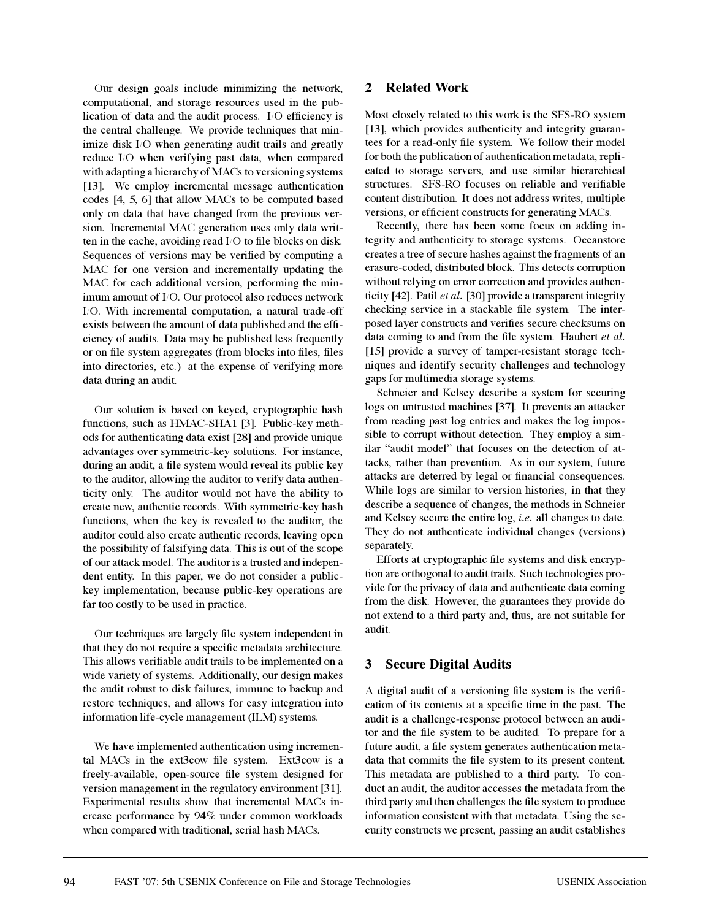Our design goals include minimizing the network, computational, and storage resources used in the publication of data and the audit process. I/O efficiency is the central challenge. We provide techniques that minimize disk I/O when generating audit trails and greatly reduce I/O when verifying past data, when compared with adapting a hierarchy of MACs to versioning systems [13]. We employ incremental message authentication codes [4, 5, 6] that allow MACs to be computed based only on data that have changed from the previous version. Incremental MAC generation uses only data written in the cache, avoiding read I/O to file blocks on disk. Sequences of versions may be verified by computing a MAC for one version and incrementally updating the MAC for each additional version, performing the minimum amount of I/O. Our protocol also reduces network I/O. With incremental computation, a natural trade-off exists between the amount of data published and the efficiency of audits. Data may be published less frequently or on file system aggregates (from blocks into files, files into directories, etc.) at the expense of verifying more data during an audit.

Our solution is based on keyed, cryptographic hash functions, such as HMAC-SHA1 [3]. Public-key methods for authenticating data exist [28] and provide unique advantages over symmetric-key solutions. For instance, during an audit, a file system would reveal its public key to the auditor, allowing the auditor to verify data authenticity only. The auditor would not have the ability to create new, authentic records. With symmetric-key hash functions, when the key is revealed to the auditor, the auditor could also create authentic records, leaving open the possibility of falsifying data. This is out of the scope of our attack model. The auditor is a trusted and independent entity. In this paper, we do not consider a public-key implementation, because public-key operations are far too costly to be used in practice.

Our techniques are largely file system independent in that they do not require a specific metadata architecture. This allows verifiable audit trails to be implemented on a wide variety of systems. Additionally, our design makes the audit robust to disk failures, immune to backup and restore techniques, and allows for easy integration into information life-cycle management (ILM) systems.

We have implemented authentication using incremental MACs in the ext3cow file system. Ext3cow is a freely-available, open-source file system designed for version management in the regulatory environment [31]. Experimental results show that incremental MACs increase performance by 94% under common workloads when compared with traditional, serial hash MACs.

## 2 Related Work

Most closely related to this work is the SFS-RO system [13], which provides authenticity and integrity guarantees for a read-only file system. We follow their model for both the publication of authentication metadata, replicated to storage servers, and use similar hierarchical structures. SFS-RO focuses on reliable and verifiable content distribution. It does not address writes, multiple versions, or efficient constructs for generating MACs.

Recently, there has been some focus on adding integrity and authenticity to storage systems. Oceanstore creates a tree of secure hashes against the fragments of an erasure-coded, distributed block. This detects corruption without relying on error correction and provides authenticity [42]. Patil *et al.* [30] provide a transparent integrity checking service in a stackable file system. The interposed layer constructs and verifies secure checksums on data coming to and from the file system. Haubert *et al.* [15] provide a survey of tamper-resistant storage techniques and identify security challenges and technology gaps for multimedia storage systems.

Schneier and Kelsey describe a system for securing logs on untrusted machines [37]. It prevents an attacker from reading past log entries and makes the log impossible to corrupt without detection. They employ a similar "audit model" that focuses on the detection of attacks, rather than prevention. As in our system, future attacks are deterred by legal or financial consequences. While logs are similar to version histories, in that they describe a sequence of changes, the methods in Schneier and Kelsey secure the entire log, *i.e.* all changes to date. They do not authenticate individual changes (versions) separately.

Efforts at cryptographic file systems and disk encryption are orthogonal to audit trails. Such technologies provide for the privacy of data and authenticate data coming from the disk. However, the guarantees they provide do not extend to a third party and, thus, are not suitable for audit.

## 3 Secure Digital Audits

A digital audit of a versioning file system is the verification of its contents at a specific time in the past. The audit is a challenge-response protocol between an auditor and the file system to be audited. To prepare for a future audit, a file system generates authentication metadata that commits the file system to its present content. This metadata are published to a third party. To conduct an audit, the auditor accesses the metadata from the third party and then challenges the file system to produce information consistent with that metadata. Using the security constructs we present, passing an audit establishes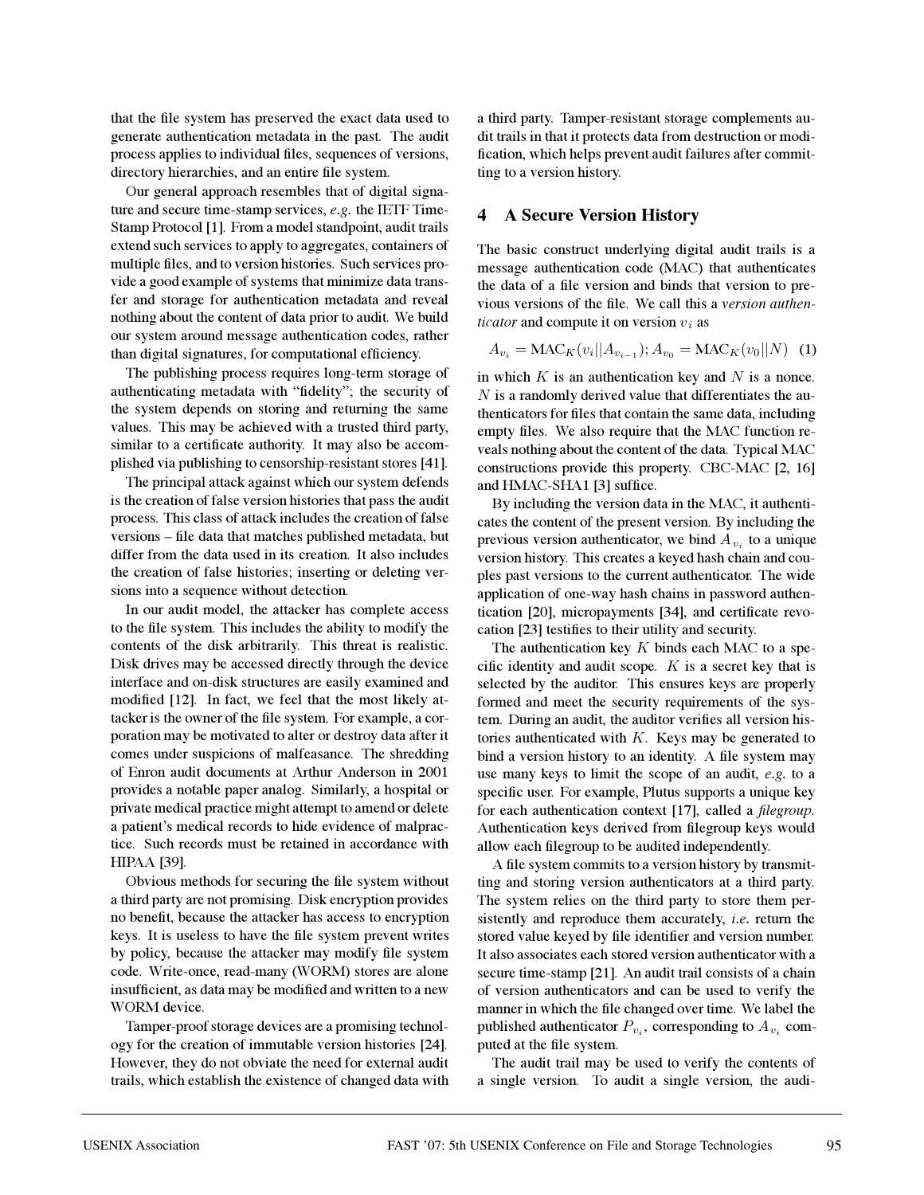that the file system has preserved the exact data used to generate authentication metadata in the past. The audit process applies to individual files, sequences of versions, directory hierarchies, and an entire file system.

Our general approach resembles that of digital signature and secure time-stamp services, *e.g.* the IETF Time-Stamp Protocol [1]. From a model standpoint, audit trails extend such services to apply to aggregates, containers of multiple files, and to version histories. Such services provide a good example of systems that minimize data transfer and storage for authentication metadata and reveal nothing about the content of data prior to audit. We build our system around message authentication codes, rather than digital signatures, for computational efficiency.

The publishing process requires long-term storage of authenticating metadata with "fidelity"; the security of the system depends on storing and returning the same values. This may be achieved with a trusted third party, similar to a certificate authority. It may also be accomplished via publishing to censorship-resistant stores [41].

The principal attack against which our system defends is the creation of false version histories that pass the audit process. This class of attack includes the creation of false versions – file data that matches published metadata, but differ from the data used in its creation. It also includes the creation of false histories; inserting or deleting versions into a sequence without detection.

In our audit model, the attacker has complete access to the file system. This includes the ability to modify the contents of the disk arbitrarily. This threat is realistic. Disk drives may be accessed directly through the device interface and on-disk structures are easily examined and modified [12]. In fact, we feel that the most likely attacker is the owner of the file system. For example, a corporation may be motivated to alter or destroy data after it comes under suspicions of malfeasance. The shredding of Enron audit documents at Arthur Anderson in 2001 provides a notable paper analog. Similarly, a hospital or private medical practice might attempt to amend or delete a patient's medical records to hide evidence of malpractice. Such records must be retained in accordance with HIPAA [39].

Obvious methods for securing the file system without a third party are not promising. Disk encryption provides no benefit, because the attacker has access to encryption keys. It is useless to have the file system prevent writes by policy, because the attacker may modify file system code. Write-once, read-many (WORM) stores are alone insufficient, as data may be modified and written to a new WORM device.

Tamper-proof storage devices are a promising technology for the creation of immutable version histories [24]. However, they do not obviate the need for external audit trails, which establish the existence of changed data with a third party. Tamper-resistant storage complements audit trails in that it protects data from destruction or modification, which helps prevent audit failures after committing to a version history.

## 4 A Secure Version History

The basic construct underlying digital audit trails is a message authentication code (MAC) that authenticates the data of a file version and binds that version to previous versions of the file. We call this a *version authenticator* and compute it on version $v_i$ as

$$A_{v_i} = \text{MAC}_K(v_i || A_{v_{i-1}});\ A_{v_0} = \text{MAC}_K(v_0 || N) \quad (1)$$

in which $K$ is an authentication key and $N$ is a nonce. $N$ is a randomly derived value that differentiates the authenticators for files that contain the same data, including empty files. We also require that the MAC function reveals nothing about the content of the data. Typical MAC constructions provide this property. CBC-MAC [2, 16] and HMAC-SHA1 [3] suffice.

By including the version data in the MAC, it authenticates the content of the present version. By including the previous version authenticator, we bind $A_{v_i}$ to a unique version history. This creates a keyed hash chain and couples past versions to the current authenticator. The wide application of one-way hash chains in password authentication [20], micropayments [34], and certificate revocation [23] testifies to their utility and security.

The authentication key $K$ binds each MAC to a specific identity and audit scope. $K$ is a secret key that is selected by the auditor. This ensures keys are properly formed and meet the security requirements of the system. During an audit, the auditor verifies all version histories authenticated with $K$. Keys may be generated to bind a version history to an identity. A file system may use many keys to limit the scope of an audit, *e.g.* to a specific user. For example, Plutus supports a unique key for each authentication context [17], called a *filegroup*. Authentication keys derived from filegroup keys would allow each filegroup to be audited independently.

A file system commits to a version history by transmitting and storing version authenticators at a third party. The system relies on the third party to store them persistently and reproduce them accurately, *i.e.* return the stored value keyed by file identifier and version number. It also associates each stored version authenticator with a secure time-stamp [21]. An audit trail consists of a chain of version authenticators and can be used to verify the manner in which the file changed over time. We label the published authenticator $P_{v_i}$, corresponding to $A_{v_i}$ computed at the file system.

The audit trail may be used to verify the contents of a single version. To audit a single version, the audi-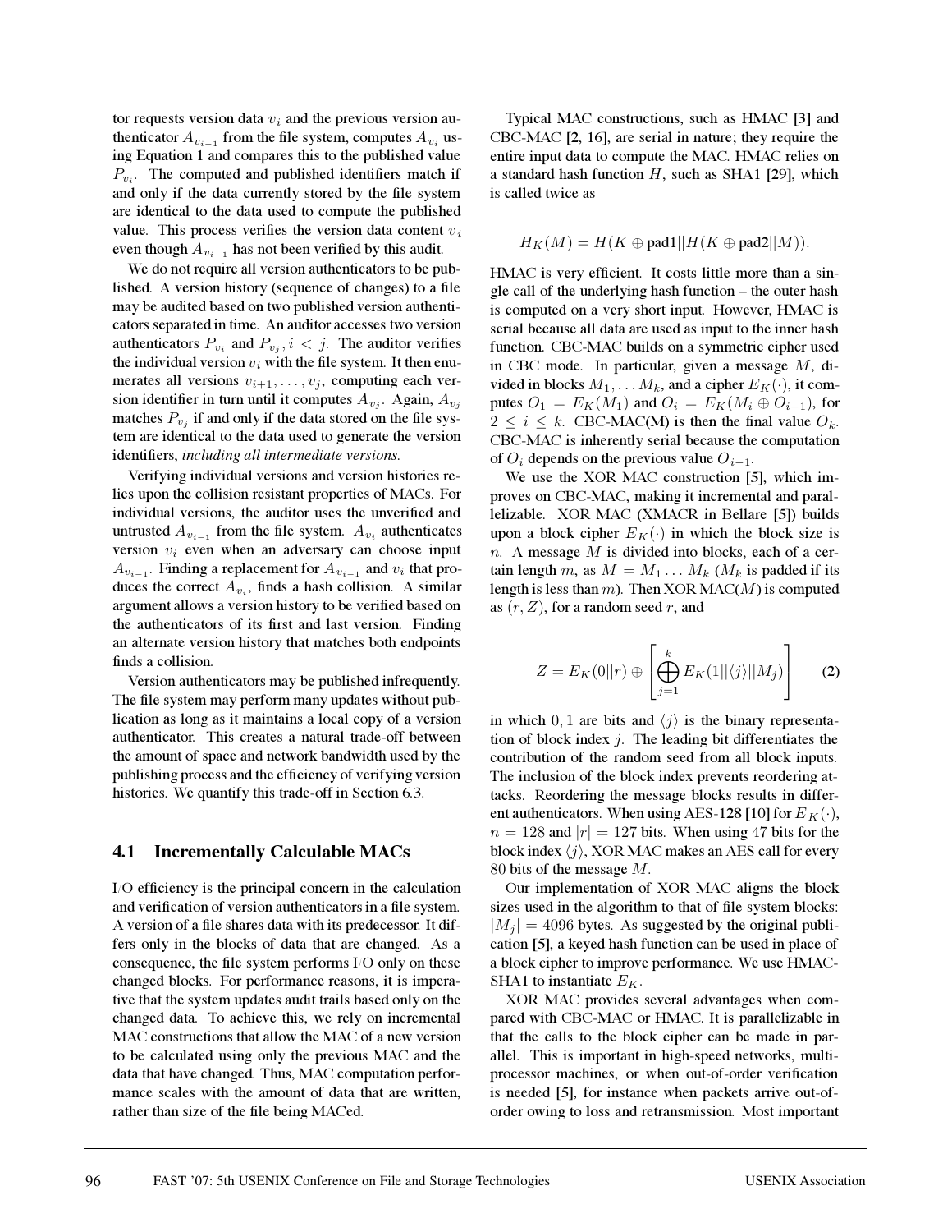tor requests version data $v_i$ and the previous version authenticator $A_{v_{i-1}}$ from the file system, computes $A_{v_i}$ using Equation 1 and compares this to the published value $P_{v_i}$. The computed and published identifiers match if and only if the data currently stored by the file system are identical to the data used to compute the published value. This process verifies the version data content $v_i$ even though $A_{v_{i-1}}$ has not been verified by this audit.

We do not require all version authenticators to be published. A version history (sequence of changes) to a file may be audited based on two published version authenticators separated in time. An auditor accesses two version authenticators $P_{v_i}$ and $P_{v_j}, i < j$. The auditor verifies the individual version $v_i$ with the file system. It then enumerates all versions $v_{i+1}, \ldots, v_j$, computing each version identifier in turn until it computes $A_{v_j}$. Again, $A_{v_j}$ matches $P_{v_j}$ if and only if the data stored on the file system are identical to the data used to generate the version identifiers, *including all intermediate versions*.

Verifying individual versions and version histories relies upon the collision resistant properties of MACs. For individual versions, the auditor uses the unverified and untrusted $A_{v_{i-1}}$ from the file system. $A_{v_i}$ authenticates version $v_i$ even when an adversary can choose input $A_{v_{i-1}}$. Finding a replacement for $A_{v_{i-1}}$ and $v_i$ that produces the correct $A_{v_i}$, finds a hash collision. A similar argument allows a version history to be verified based on the authenticators of its first and last version. Finding an alternate version history that matches both endpoints finds a collision.

Version authenticators may be published infrequently. The file system may perform many updates without publication as long as it maintains a local copy of a version authenticator. This creates a natural trade-off between the amount of space and network bandwidth used by the publishing process and the efficiency of verifying version histories. We quantify this trade-off in Section 6.3.

## 4.1 Incrementally Calculable MACs

I/O efficiency is the principal concern in the calculation and verification of version authenticators in a file system. A version of a file shares data with its predecessor. It differs only in the blocks of data that are changed. As a consequence, the file system performs I/O only on these changed blocks. For performance reasons, it is imperative that the system updates audit trails based only on the changed data. To achieve this, we rely on incremental MAC constructions that allow the MAC of a new version to be calculated using only the previous MAC and the data that have changed. Thus, MAC computation performance scales with the amount of data that are written, rather than size of the file being MACed.

Typical MAC constructions, such as HMAC [3] and CBC-MAC [2, 16], are serial in nature; they require the entire input data to compute the MAC. HMAC relies on a standard hash function $H$, such as SHA1 [29], which is called twice as

$$H_K(M) = H(K \oplus \textbf{pad1} || H(K \oplus \textbf{pad2} || M)).$$

HMAC is very efficient. It costs little more than a single call of the underlying hash function – the outer hash is computed on a very short input. However, HMAC is serial because all data are used as input to the inner hash function. CBC-MAC builds on a symmetric cipher used in CBC mode. In particular, given a message $M$, divided in blocks $M_1, \ldots M_k$, and a cipher $E_K(\cdot)$, it computes $O_1 = E_K(M_1)$ and $O_i = E_K(M_i \oplus O_{i-1})$, for $2 \leq i \leq k$. CBC-MAC(M) is then the final value $O_k$. CBC-MAC is inherently serial because the computation of $O_i$ depends on the previous value $O_{i-1}$.

We use the XOR MAC construction [5], which improves on CBC-MAC, making it incremental and parallelizable. XOR MAC (XMACR in Bellare [5]) builds upon a block cipher $E_K(\cdot)$ in which the block size is $n$. A message $M$ is divided into blocks, each of a certain length $m$, as $M = M_1 \ldots M_k$ ($M_k$ is padded if its length is less than $m$). Then XOR MAC($M$) is computed as $(r, Z)$, for a random seed $r$, and

$$Z = E_K(0||r) \oplus \left[ \bigoplus_{j=1}^{k} E_K(1||\langle j \rangle||M_j) \right] \qquad (2)$$

in which $0, 1$ are bits and $\langle j \rangle$ is the binary representation of block index $j$. The leading bit differentiates the contribution of the random seed from all block inputs. The inclusion of the block index prevents reordering attacks. Reordering the message blocks results in different authenticators. When using AES-128 [10] for $E_K(\cdot)$, $n = 128$ and $|r| = 127$ bits. When using 47 bits for the block index $\langle j \rangle$, XOR MAC makes an AES call for every 80 bits of the message $M$.

Our implementation of XOR MAC aligns the block sizes used in the algorithm to that of file system blocks: $|M_j| = 4096$ bytes. As suggested by the original publication [5], a keyed hash function can be used in place of a block cipher to improve performance. We use HMAC-SHA1 to instantiate $E_K$.

XOR MAC provides several advantages when compared with CBC-MAC or HMAC. It is parallelizable in that the calls to the block cipher can be made in parallel. This is important in high-speed networks, multiprocessor machines, or when out-of-order verification is needed [5], for instance when packets arrive out-of-order owing to loss and retransmission. Most important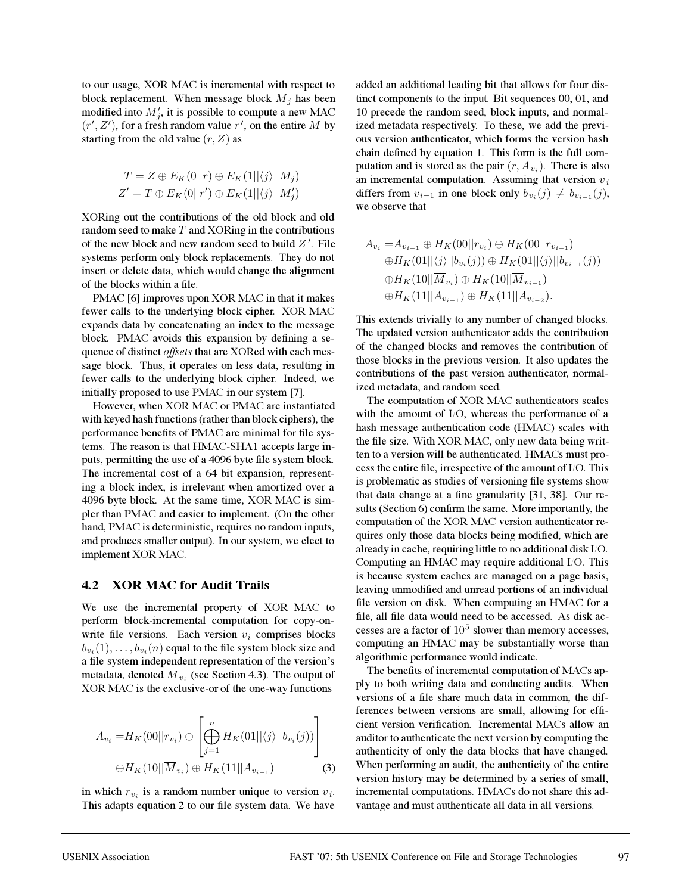to our usage, XOR MAC is incremental with respect to block replacement. When message block $M_j$ has been modified into $M'_j$, it is possible to compute a new MAC $(r', Z')$, for a fresh random value $r'$, on the entire $M$ by starting from the old value $(r, Z)$ as

$$T = Z \oplus E_K(0||r) \oplus E_K(1||\langle j \rangle||M_j)$$
$$Z' = T \oplus E_K(0||r') \oplus E_K(1||\langle j \rangle||M'_j)$$

XORing out the contributions of the old block and old random seed to make $T$ and XORing in the contributions of the new block and new random seed to build $Z'$. File systems perform only block replacements. They do not insert or delete data, which would change the alignment of the blocks within a file.

PMAC [6] improves upon XOR MAC in that it makes fewer calls to the underlying block cipher. XOR MAC expands data by concatenating an index to the message block. PMAC avoids this expansion by defining a sequence of distinct *offsets* that are XORed with each message block. Thus, it operates on less data, resulting in fewer calls to the underlying block cipher. Indeed, we initially proposed to use PMAC in our system [7].

However, when XOR MAC or PMAC are instantiated with keyed hash functions (rather than block ciphers), the performance benefits of PMAC are minimal for file systems. The reason is that HMAC-SHA1 accepts large inputs, permitting the use of a 4096 byte file system block. The incremental cost of a 64 bit expansion, representing a block index, is irrelevant when amortized over a 4096 byte block. At the same time, XOR MAC is simpler than PMAC and easier to implement. (On the other hand, PMAC is deterministic, requires no random inputs, and produces smaller output). In our system, we elect to implement XOR MAC.

## 4.2 XOR MAC for Audit Trails

We use the incremental property of XOR MAC to perform block-incremental computation for copy-on-write file versions. Each version $v_i$ comprises blocks $b_{v_i}(1), \ldots, b_{v_i}(n)$ equal to the file system block size and a file system independent representation of the version's metadata, denoted $\overline{M}_{v_i}$ (see Section 4.3). The output of XOR MAC is the exclusive-or of the one-way functions

$$\begin{aligned} A_{v_i} =& H_K(00||r_{v_i}) \oplus \left[ \bigoplus_{j=1}^{n} H_K(01||\langle j \rangle||b_{v_i}(j)) \right] \\ & \oplus H_K(10||\overline{M}_{v_i}) \oplus H_K(11||A_{v_{i-1}}) \end{aligned} \tag{3}$$

in which $r_{v_i}$ is a random number unique to version $v_i$. This adapts equation 2 to our file system data. We have added an additional leading bit that allows for four distinct components to the input. Bit sequences 00, 01, and 10 precede the random seed, block inputs, and normalized metadata respectively. To these, we add the previous version authenticator, which forms the version hash chain defined by equation 1. This form is the full computation and is stored as the pair $(r, A_{v_i})$. There is also an incremental computation. Assuming that version $v_i$ differs from $v_{i-1}$ in one block only $b_{v_i}(j) \neq b_{v_{i-1}}(j)$, we observe that

$$\begin{aligned} A_{v_i} =& A_{v_{i-1}} \oplus H_K(00||r_{v_i}) \oplus H_K(00||r_{v_{i-1}}) \\ & \oplus H_K(01||\langle j \rangle||b_{v_i}(j)) \oplus H_K(01||\langle j \rangle||b_{v_{i-1}}(j)) \\ & \oplus H_K(10||\overline{M}_{v_i}) \oplus H_K(10||\overline{M}_{v_{i-1}}) \\ & \oplus H_K(11||A_{v_{i-1}}) \oplus H_K(11||A_{v_{i-2}}). \end{aligned}$$

This extends trivially to any number of changed blocks. The updated version authenticator adds the contribution of the changed blocks and removes the contribution of those blocks in the previous version. It also updates the contributions of the past version authenticator, normalized metadata, and random seed.

The computation of XOR MAC authenticators scales with the amount of I/O, whereas the performance of a hash message authentication code (HMAC) scales with the file size. With XOR MAC, only new data being written to a version will be authenticated. HMACs must process the entire file, irrespective of the amount of I/O. This is problematic as studies of versioning file systems show that data change at a fine granularity [31, 38]. Our results (Section 6) confirm the same. More importantly, the computation of the XOR MAC version authenticator requires only those data blocks being modified, which are already in cache, requiring little to no additional disk I/O. Computing an HMAC may require additional I/O. This is because system caches are managed on a page basis, leaving unmodified and unread portions of an individual file version on disk. When computing an HMAC for a file, all file data would need to be accessed. As disk accesses are a factor of $10^5$ slower than memory accesses, computing an HMAC may be substantially worse than algorithmic performance would indicate.

The benefits of incremental computation of MACs apply to both writing data and conducting audits. When versions of a file share much data in common, the differences between versions are small, allowing for efficient version verification. Incremental MACs allow an auditor to authenticate the next version by computing the authenticity of only the data blocks that have changed. When performing an audit, the authenticity of the entire version history may be determined by a series of small, incremental computations. HMACs do not share this advantage and must authenticate all data in all versions.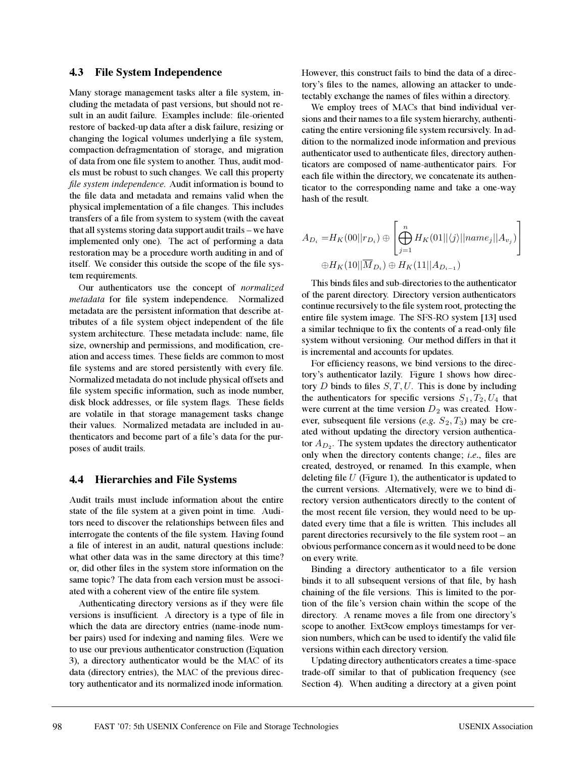### 4.3 File System Independence

Many storage management tasks alter a file system, including the metadata of past versions, but should not result in an audit failure. Examples include: file-oriented restore of backed-up data after a disk failure, resizing or changing the logical volumes underlying a file system, compaction/defragmentation of storage, and migration of data from one file system to another. Thus, audit models must be robust to such changes. We call this property *file system independence*. Audit information is bound to the file data and metadata and remains valid when the physical implementation of a file changes. This includes transfers of a file from system to system (with the caveat that all systems storing data support audit trails – we have implemented only one). The act of performing a data restoration may be a procedure worth auditing in and of itself. We consider this outside the scope of the file system requirements.

Our authenticators use the concept of *normalized metadata* for file system independence. Normalized metadata are the persistent information that describe attributes of a file system object independent of the file system architecture. These metadata include: name, file size, ownership and permissions, and modification, creation and access times. These fields are common to most file systems and are stored persistently with every file. Normalized metadata do not include physical offsets and file system specific information, such as inode number, disk block addresses, or file system flags. These fields are volatile in that storage management tasks change their values. Normalized metadata are included in authenticators and become part of a file's data for the purposes of audit trails.

### 4.4 Hierarchies and File Systems

Audit trails must include information about the entire state of the file system at a given point in time. Auditors need to discover the relationships between files and interrogate the contents of the file system. Having found a file of interest in an audit, natural questions include: what other data was in the same directory at this time? or, did other files in the system store information on the same topic? The data from each version must be associated with a coherent view of the entire file system.

Authenticating directory versions as if they were file versions is insufficient. A directory is a type of file in which the data are directory entries (name-inode number pairs) used for indexing and naming files. Were we to use our previous authenticator construction (Equation 3), a directory authenticator would be the MAC of its data (directory entries), the MAC of the previous directory authenticator and its normalized inode information. However, this construct fails to bind the data of a directory's files to the names, allowing an attacker to undetectably exchange the names of files within a directory.

We employ trees of MACs that bind individual versions and their names to a file system hierarchy, authenticating the entire versioning file system recursively. In addition to the normalized inode information and previous authenticator used to authenticate files, directory authenticators are composed of name-authenticator pairs. For each file within the directory, we concatenate its authenticator to the corresponding name and take a one-way hash of the result.

$$A_{D_i} = H_K(00||r_{D_i}) \oplus \left[ \bigoplus_{j=1}^{n} H_K(01||\langle j \rangle||name_j||A_{v_j}) \right] \oplus H_K(10||\overline{M}_{D_i}) \oplus H_K(11||A_{D_{i-1}})$$

This binds files and sub-directories to the authenticator of the parent directory. Directory version authenticators continue recursively to the file system root, protecting the entire file system image. The SFS-RO system [13] used a similar technique to fix the contents of a read-only file system without versioning. Our method differs in that it is incremental and accounts for updates.

For efficiency reasons, we bind versions to the directory's authenticator lazily. Figure 1 shows how directory $D$ binds to files $S, T, U$. This is done by including the authenticators for specific versions $S_1, T_2, U_4$ that were current at the time version $D_2$ was created. However, subsequent file versions (*e.g.* $S_2, T_3$) may be created without updating the directory version authenticator $A_{D_2}$. The system updates the directory authenticator only when the directory contents change; *i.e.*, files are created, destroyed, or renamed. In this example, when deleting file $U$ (Figure 1), the authenticator is updated to the current versions. Alternatively, were we to bind directory version authenticators directly to the content of the most recent file version, they would need to be updated every time that a file is written. This includes all parent directories recursively to the file system root – an obvious performance concern as it would need to be done on every write.

Binding a directory authenticator to a file version binds it to all subsequent versions of that file, by hash chaining of the file versions. This is limited to the portion of the file's version chain within the scope of the directory. A rename moves a file from one directory's scope to another. Ext3cow employs timestamps for version numbers, which can be used to identify the valid file versions within each directory version.

Updating directory authenticators creates a time-space trade-off similar to that of publication frequency (see Section 4). When auditing a directory at a given point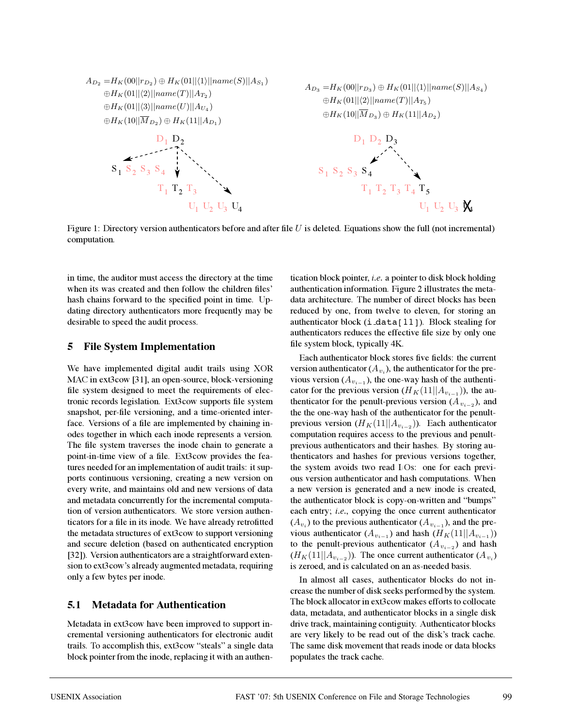$$A_{D_2} = H_K(00||r_{D_2}) \oplus H_K(01||\langle 1\rangle||name(S)||A_{S_1})$$
$$\oplus H_K(01||\langle 2\rangle||name(T)||A_{T_2})$$
$$\oplus H_K(01||\langle 3\rangle||name(U)||A_{U_4})$$
$$\oplus H_K(10||\overline{M}_{D_2}) \oplus H_K(11||A_{D_1})$$

$$A_{D_3} = H_K(00||r_{D_3}) \oplus H_K(01||\langle 1\rangle||name(S)||A_{S_4})$$
$$\oplus H_K(01||\langle 2\rangle||name(T)||A_{T_5})$$
$$\oplus H_K(10||\overline{M}_{D_3}) \oplus H_K(11||A_{D_2})$$

Figure 1: Directory version authenticators before and after file $U$ is deleted. Equations show the full (not incremental) computation.

in time, the auditor must access the directory at the time when its was created and then follow the children files' hash chains forward to the specified point in time. Updating directory authenticators more frequently may be desirable to speed the audit process.

## 5 File System Implementation

We have implemented digital audit trails using XOR MAC in ext3cow [31], an open-source, block-versioning file system designed to meet the requirements of electronic records legislation. Ext3cow supports file system snapshot, per-file versioning, and a time-oriented interface. Versions of a file are implemented by chaining inodes together in which each inode represents a version. The file system traverses the inode chain to generate a point-in-time view of a file. Ext3cow provides the features needed for an implementation of audit trails: it supports continuous versioning, creating a new version on every write, and maintains old and new versions of data and metadata concurrently for the incremental computation of version authenticators. We store version authenticators for a file in its inode. We have already retrofitted the metadata structures of ext3cow to support versioning and secure deletion (based on authenticated encryption [32]). Version authenticators are a straightforward extension to ext3cow's already augmented metadata, requiring only a few bytes per inode.

### 5.1 Metadata for Authentication

Metadata in ext3cow have been improved to support incremental versioning authenticators for electronic audit trails. To accomplish this, ext3cow "steals" a single data block pointer from the inode, replacing it with an authentication block pointer, *i.e.* a pointer to disk block holding authentication information. Figure 2 illustrates the metadata architecture. The number of direct blocks has been reduced by one, from twelve to eleven, for storing an authenticator block (`i_data[11]`). Block stealing for authenticators reduces the effective file size by only one file system block, typically 4K.

Each authenticator block stores five fields: the current version authenticator ($A_{v_i}$), the authenticator for the previous version ($A_{v_{i-1}}$), the one-way hash of the authenticator for the previous version ($H_K(11||A_{v_{i-1}})$), the authenticator for the penult-previous version ($A_{v_{i-2}}$), and the the one-way hash of the authenticator for the penult-previous version ($H_K(11||A_{v_{i-2}})$). Each authenticator computation requires access to the previous and penult-previous authenticators and their hashes. By storing authenticators and hashes for previous versions together, the system avoids two read I/Os: one for each previous version authenticator and hash computations. When a new version is generated and a new inode is created, the authenticator block is copy-on-written and "bumps" each entry; *i.e.*, copying the once current authenticator ($A_{v_i}$) to the previous authenticator ($A_{v_{i-1}}$), and the previous authenticator ($A_{v_{i-1}}$) and hash ($H_K(11||A_{v_{i-1}})$) to the penult-previous authenticator ($A_{v_{i-2}}$) and hash ($H_K(11||A_{v_{i-2}})$). The once current authenticator ($A_{v_i}$) is zeroed, and is calculated on an as-needed basis.

In almost all cases, authenticator blocks do not increase the number of disk seeks performed by the system. The block allocator in ext3cow makes efforts to collocate data, metadata, and authenticator blocks in a single disk drive track, maintaining contiguity. Authenticator blocks are very likely to be read out of the disk's track cache. The same disk movement that reads inode or data blocks populates the track cache.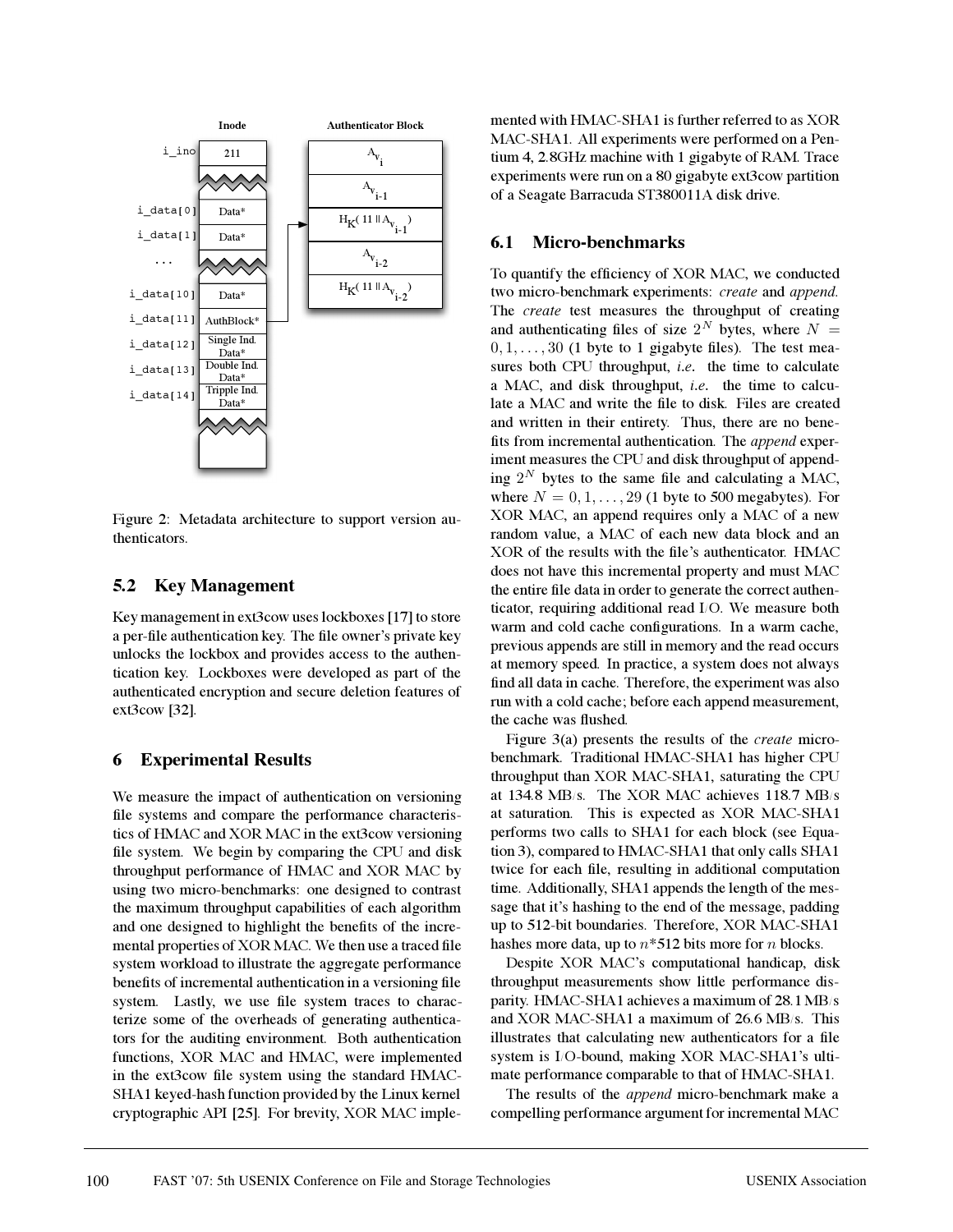Figure 2: Metadata architecture to support version authenticators.

## 5.2 Key Management

Key management in ext3cow uses lockboxes [17] to store a per-file authentication key. The file owner's private key unlocks the lockbox and provides access to the authentication key. Lockboxes were developed as part of the authenticated encryption and secure deletion features of ext3cow [32].

# 6 Experimental Results

We measure the impact of authentication on versioning file systems and compare the performance characteristics of HMAC and XOR MAC in the ext3cow versioning file system. We begin by comparing the CPU and disk throughput performance of HMAC and XOR MAC by using two micro-benchmarks: one designed to contrast the maximum throughput capabilities of each algorithm and one designed to highlight the benefits of the incremental properties of XOR MAC. We then use a traced file system workload to illustrate the aggregate performance benefits of incremental authentication in a versioning file system. Lastly, we use file system traces to characterize some of the overheads of generating authenticators for the auditing environment. Both authentication functions, XOR MAC and HMAC, were implemented in the ext3cow file system using the standard HMAC-SHA1 keyed-hash function provided by the Linux kernel cryptographic API [25]. For brevity, XOR MAC implemented with HMAC-SHA1 is further referred to as XOR MAC-SHA1. All experiments were performed on a Pentium 4, 2.8GHz machine with 1 gigabyte of RAM. Trace experiments were run on a 80 gigabyte ext3cow partition of a Seagate Barracuda ST380011A disk drive.

## 6.1 Micro-benchmarks

To quantify the efficiency of XOR MAC, we conducted two micro-benchmark experiments: *create* and *append*. The *create* test measures the throughput of creating and authenticating files of size $2^N$ bytes, where $N = 0, 1, \ldots, 30$ (1 byte to 1 gigabyte files). The test measures both CPU throughput, *i.e.* the time to calculate a MAC, and disk throughput, *i.e.* the time to calculate a MAC and write the file to disk. Files are created and written in their entirety. Thus, there are no benefits from incremental authentication. The *append* experiment measures the CPU and disk throughput of appending $2^N$ bytes to the same file and calculating a MAC, where $N = 0, 1, \ldots, 29$ (1 byte to 500 megabytes). For XOR MAC, an append requires only a MAC of a new random value, a MAC of each new data block and an XOR of the results with the file's authenticator. HMAC does not have this incremental property and must MAC the entire file data in order to generate the correct authenticator, requiring additional read I/O. We measure both warm and cold cache configurations. In a warm cache, previous appends are still in memory and the read occurs at memory speed. In practice, a system does not always find all data in cache. Therefore, the experiment was also run with a cold cache; before each append measurement, the cache was flushed.

Figure 3(a) presents the results of the *create* micro-benchmark. Traditional HMAC-SHA1 has higher CPU throughput than XOR MAC-SHA1, saturating the CPU at 134.8 MB/s. The XOR MAC achieves 118.7 MB/s at saturation. This is expected as XOR MAC-SHA1 performs two calls to SHA1 for each block (see Equation 3), compared to HMAC-SHA1 that only calls SHA1 twice for each file, resulting in additional computation time. Additionally, SHA1 appends the length of the message that it's hashing to the end of the message, padding up to 512-bit boundaries. Therefore, XOR MAC-SHA1 hashes more data, up to $n$*512 bits more for $n$ blocks.

Despite XOR MAC's computational handicap, disk throughput measurements show little performance disparity. HMAC-SHA1 achieves a maximum of 28.1 MB/s and XOR MAC-SHA1 a maximum of 26.6 MB/s. This illustrates that calculating new authenticators for a file system is I/O-bound, making XOR MAC-SHA1's ultimate performance comparable to that of HMAC-SHA1.

The results of the *append* micro-benchmark make a compelling performance argument for incremental MAC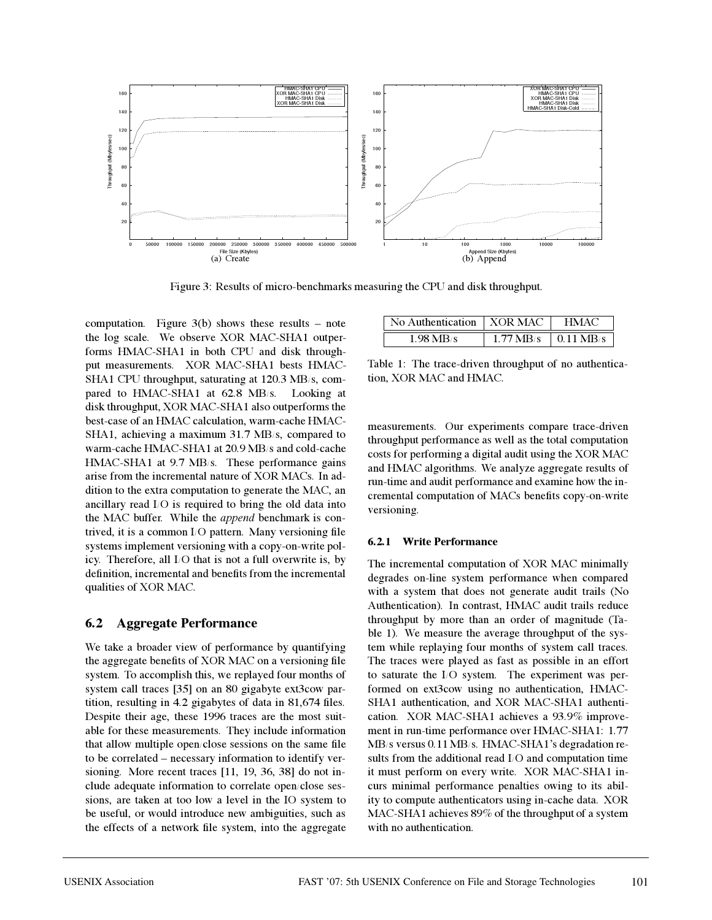(a) Create

(b) Append

Figure 3: Results of micro-benchmarks measuring the CPU and disk throughput.

computation. Figure 3(b) shows these results – note the log scale. We observe XOR MAC-SHA1 outperforms HMAC-SHA1 in both CPU and disk throughput measurements. XOR MAC-SHA1 bests HMAC-SHA1 CPU throughput, saturating at 120.3 MB/s, compared to HMAC-SHA1 at 62.8 MB/s. Looking at disk throughput, XOR MAC-SHA1 also outperforms the best-case of an HMAC calculation, warm-cache HMAC-SHA1, achieving a maximum 31.7 MB/s, compared to warm-cache HMAC-SHA1 at 20.9 MB/s and cold-cache HMAC-SHA1 at 9.7 MB/s. These performance gains arise from the incremental nature of XOR MACs. In addition to the extra computation to generate the MAC, an ancillary read I/O is required to bring the old data into the MAC buffer. While the *append* benchmark is contrived, it is a common I/O pattern. Many versioning file systems implement versioning with a copy-on-write policy. Therefore, all I/O that is not a full overwrite is, by definition, incremental and benefits from the incremental qualities of XOR MAC.

## 6.2 Aggregate Performance

We take a broader view of performance by quantifying the aggregate benefits of XOR MAC on a versioning file system. To accomplish this, we replayed four months of system call traces [35] on an 80 gigabyte ext3cow partition, resulting in 4.2 gigabytes of data in 81,674 files. Despite their age, these 1996 traces are the most suitable for these measurements. They include information that allow multiple open/close sessions on the same file to be correlated – necessary information to identify versioning. More recent traces [11, 19, 36, 38] do not include adequate information to correlate open/close sessions, are taken at too low a level in the IO system to be useful, or would introduce new ambiguities, such as the effects of a network file system, into the aggregate measurements. Our experiments compare trace-driven throughput performance as well as the total computation costs for performing a digital audit using the XOR MAC and HMAC algorithms. We analyze aggregate results of run-time and audit performance and examine how the incremental computation of MACs benefits copy-on-write versioning.

| No Authentication | XOR MAC | HMAC |
|---|---|---|
| 1.98 MB/s | 1.77 MB/s | 0.11 MB/s |

Table 1: The trace-driven throughput of no authentication, XOR MAC and HMAC.

### 6.2.1 Write Performance

The incremental computation of XOR MAC minimally degrades on-line system performance when compared with a system that does not generate audit trails (No Authentication). In contrast, HMAC audit trails reduce throughput by more than an order of magnitude (Table 1). We measure the average throughput of the system while replaying four months of system call traces. The traces were played as fast as possible in an effort to saturate the I/O system. The experiment was performed on ext3cow using no authentication, HMAC-SHA1 authentication, and XOR MAC-SHA1 authentication. XOR MAC-SHA1 achieves a 93.9% improvement in run-time performance over HMAC-SHA1: 1.77 MB/s versus 0.11 MB/s. HMAC-SHA1's degradation results from the additional read I/O and computation time it must perform on every write. XOR MAC-SHA1 incurs minimal performance penalties owing to its ability to compute authenticators using in-cache data. XOR MAC-SHA1 achieves 89% of the throughput of a system with no authentication.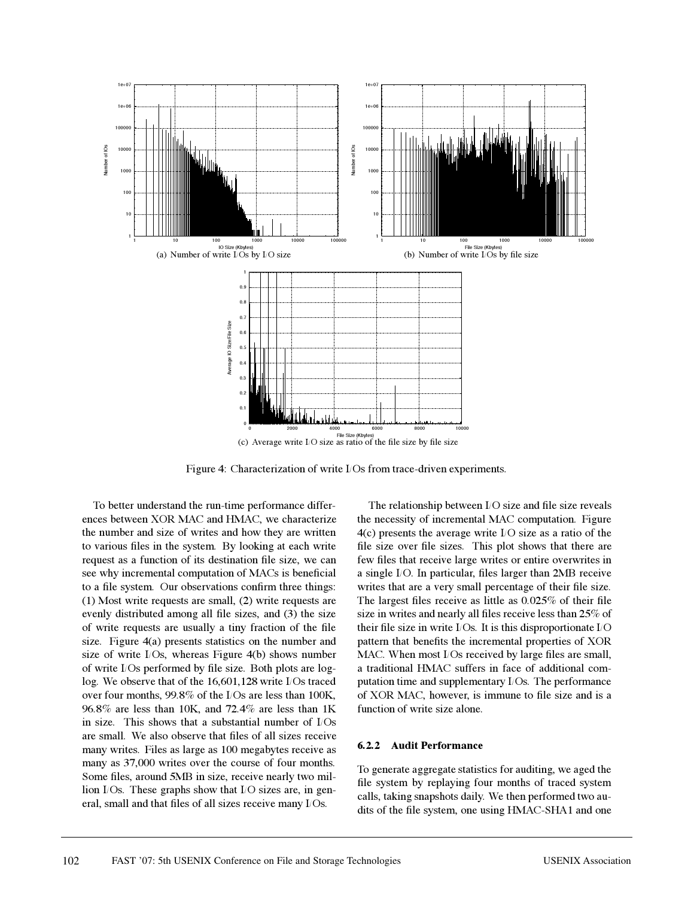(a) Number of write I/Os by I/O size

(b) Number of write I/Os by file size

(c) Average write I/O size as ratio of the file size by file size

Figure 4: Characterization of write I/Os from trace-driven experiments.

To better understand the run-time performance differences between XOR MAC and HMAC, we characterize the number and size of writes and how they are written to various files in the system. By looking at each write request as a function of its destination file size, we can see why incremental computation of MACs is beneficial to a file system. Our observations confirm three things: (1) Most write requests are small, (2) write requests are evenly distributed among all file sizes, and (3) the size of write requests are usually a tiny fraction of the file size. Figure 4(a) presents statistics on the number and size of write I/Os, whereas Figure 4(b) shows number of write I/Os performed by file size. Both plots are log-log. We observe that of the 16,601,128 write I/Os traced over four months, 99.8% of the I/Os are less than 100K, 96.8% are less than 10K, and 72.4% are less than 1K in size. This shows that a substantial number of I/Os are small. We also observe that files of all sizes receive many writes. Files as large as 100 megabytes receive as many as 37,000 writes over the course of four months. Some files, around 5MB in size, receive nearly two million I/Os. These graphs show that I/O sizes are, in general, small and that files of all sizes receive many I/Os.

The relationship between I/O size and file size reveals the necessity of incremental MAC computation. Figure 4(c) presents the average write I/O size as a ratio of the file size over file sizes. This plot shows that there are few files that receive large writes or entire overwrites in a single I/O. In particular, files larger than 2MB receive writes that are a very small percentage of their file size. The largest files receive as little as 0.025% of their file size in writes and nearly all files receive less than 25% of their file size in write I/Os. It is this disproportionate I/O pattern that benefits the incremental properties of XOR MAC. When most I/Os received by large files are small, a traditional HMAC suffers in face of additional computation time and supplementary I/Os. The performance of XOR MAC, however, is immune to file size and is a function of write size alone.

#### 6.2.2 Audit Performance

To generate aggregate statistics for auditing, we aged the file system by replaying four months of traced system calls, taking snapshots daily. We then performed two audits of the file system, one using HMAC-SHA1 and one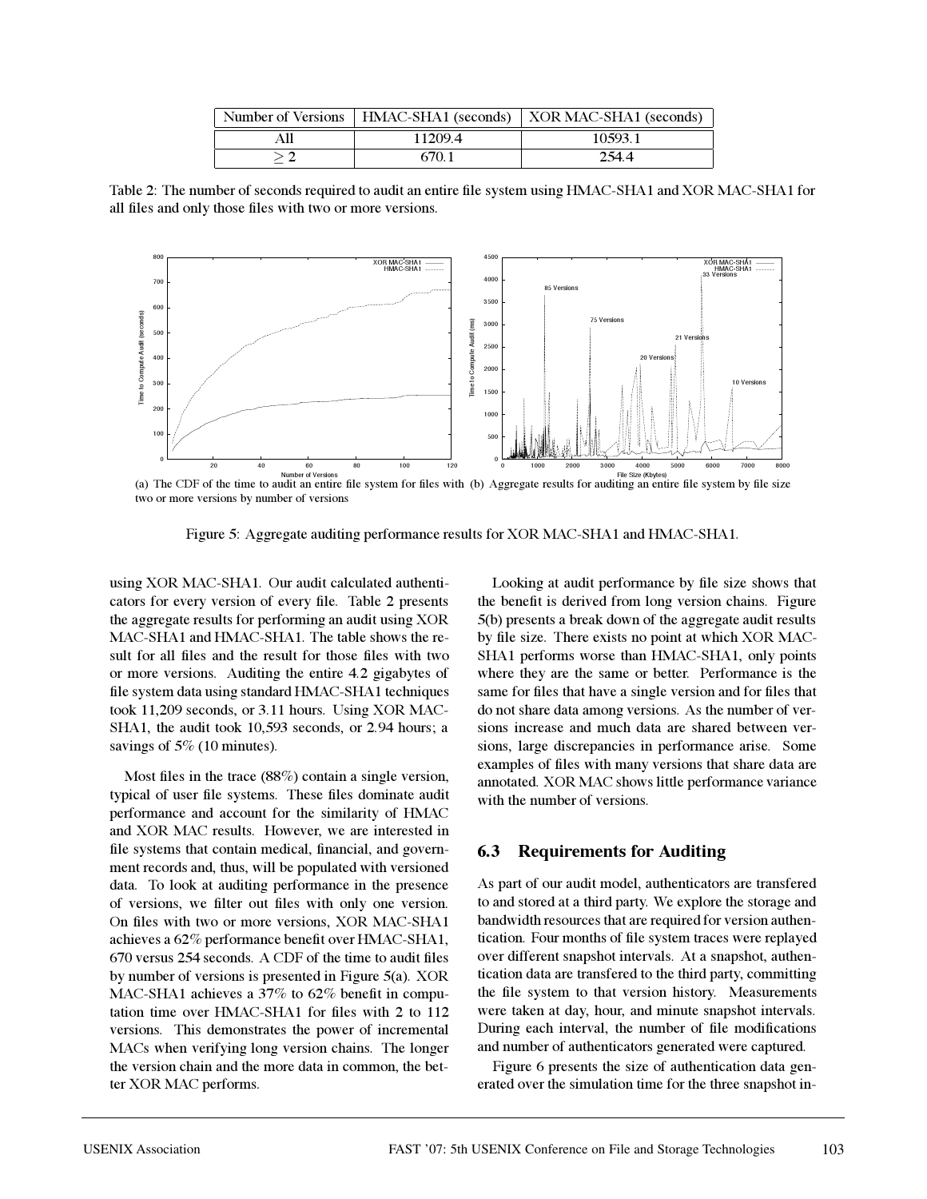| Number of Versions | HMAC-SHA1 (seconds) | XOR MAC-SHA1 (seconds) |
|---|---|---|
| All | 11209.4 | 10593.1 |
| $\geq 2$ | 670.1 | 254.4 |

Table 2: The number of seconds required to audit an entire file system using HMAC-SHA1 and XOR MAC-SHA1 for all files and only those files with two or more versions.

(a) The CDF of the time to audit an entire file system for files with two or more versions by number of versions

(b) Aggregate results for auditing an entire file system by file size

Figure 5: Aggregate auditing performance results for XOR MAC-SHA1 and HMAC-SHA1.

using XOR MAC-SHA1. Our audit calculated authenticators for every version of every file. Table 2 presents the aggregate results for performing an audit using XOR MAC-SHA1 and HMAC-SHA1. The table shows the result for all files and the result for those files with two or more versions. Auditing the entire 4.2 gigabytes of file system data using standard HMAC-SHA1 techniques took 11,209 seconds, or 3.11 hours. Using XOR MAC-SHA1, the audit took 10,593 seconds, or 2.94 hours; a savings of 5% (10 minutes).

Most files in the trace (88%) contain a single version, typical of user file systems. These files dominate audit performance and account for the similarity of HMAC and XOR MAC results. However, we are interested in file systems that contain medical, financial, and government records and, thus, will be populated with versioned data. To look at auditing performance in the presence of versions, we filter out files with only one version. On files with two or more versions, XOR MAC-SHA1 achieves a 62% performance benefit over HMAC-SHA1, 670 versus 254 seconds. A CDF of the time to audit files by number of versions is presented in Figure 5(a). XOR MAC-SHA1 achieves a 37% to 62% benefit in computation time over HMAC-SHA1 for files with 2 to 112 versions. This demonstrates the power of incremental MACs when verifying long version chains. The longer the version chain and the more data in common, the better XOR MAC performs.

Looking at audit performance by file size shows that the benefit is derived from long version chains. Figure 5(b) presents a break down of the aggregate audit results by file size. There exists no point at which XOR MAC-SHA1 performs worse than HMAC-SHA1, only points where they are the same or better. Performance is the same for files that have a single version and for files that do not share data among versions. As the number of versions increase and much data are shared between versions, large discrepancies in performance arise. Some examples of files with many versions that share data are annotated. XOR MAC shows little performance variance with the number of versions.

### 6.3 Requirements for Auditing

As part of our audit model, authenticators are transfered to and stored at a third party. We explore the storage and bandwidth resources that are required for version authentication. Four months of file system traces were replayed over different snapshot intervals. At a snapshot, authentication data are transfered to the third party, committing the file system to that version history. Measurements were taken at day, hour, and minute snapshot intervals. During each interval, the number of file modifications and number of authenticators generated were captured.

Figure 6 presents the size of authentication data generated over the simulation time for the three snapshot in-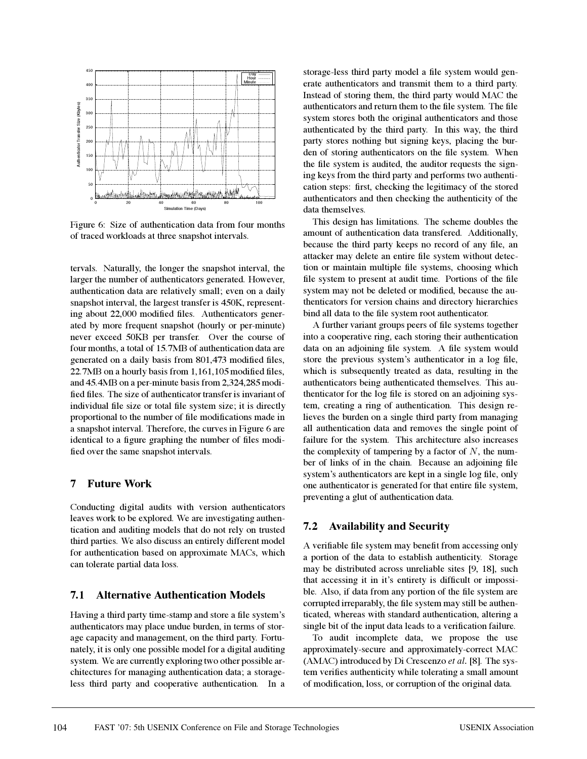Figure 6: Size of authentication data from four months of traced workloads at three snapshot intervals.

tervals. Naturally, the longer the snapshot interval, the larger the number of authenticators generated. However, authentication data are relatively small; even on a daily snapshot interval, the largest transfer is 450K, representing about 22,000 modified files. Authenticators generated by more frequent snapshot (hourly or per-minute) never exceed 50KB per transfer. Over the course of four months, a total of 15.7MB of authentication data are generated on a daily basis from 801,473 modified files, 22.7MB on a hourly basis from 1,161,105 modified files, and 45.4MB on a per-minute basis from 2,324,285 modified files. The size of authenticator transfer is invariant of individual file size or total file system size; it is directly proportional to the number of file modifications made in a snapshot interval. Therefore, the curves in Figure 6 are identical to a figure graphing the number of files modified over the same snapshot intervals.

## 7 Future Work

Conducting digital audits with version authenticators leaves work to be explored. We are investigating authentication and auditing models that do not rely on trusted third parties. We also discuss an entirely different model for authentication based on approximate MACs, which can tolerate partial data loss.

### 7.1 Alternative Authentication Models

Having a third party time-stamp and store a file system's authenticators may place undue burden, in terms of storage capacity and management, on the third party. Fortunately, it is only one possible model for a digital auditing system. We are currently exploring two other possible architectures for managing authentication data; a storage-less third party and cooperative authentication. In a storage-less third party model a file system would generate authenticators and transmit them to a third party. Instead of storing them, the third party would MAC the authenticators and return them to the file system. The file system stores both the original authenticators and those authenticated by the third party. In this way, the third party stores nothing but signing keys, placing the burden of storing authenticators on the file system. When the file system is audited, the auditor requests the signing keys from the third party and performs two authentication steps: first, checking the legitimacy of the stored authenticators and then checking the authenticity of the data themselves.

This design has limitations. The scheme doubles the amount of authentication data transfered. Additionally, because the third party keeps no record of any file, an attacker may delete an entire file system without detection or maintain multiple file systems, choosing which file system to present at audit time. Portions of the file system may not be deleted or modified, because the authenticators for version chains and directory hierarchies bind all data to the file system root authenticator.

A further variant groups peers of file systems together into a cooperative ring, each storing their authentication data on an adjoining file system. A file system would store the previous system's authenticator in a log file, which is subsequently treated as data, resulting in the authenticators being authenticated themselves. This authenticator for the log file is stored on an adjoining system, creating a ring of authentication. This design relieves the burden on a single third party from managing all authentication data and removes the single point of failure for the system. This architecture also increases the complexity of tampering by a factor of $N$, the number of links of in the chain. Because an adjoining file system's authenticators are kept in a single log file, only one authenticator is generated for that entire file system, preventing a glut of authentication data.

### 7.2 Availability and Security

A verifiable file system may benefit from accessing only a portion of the data to establish authenticity. Storage may be distributed across unreliable sites [9, 18], such that accessing it in it's entirety is difficult or impossible. Also, if data from any portion of the file system are corrupted irreparably, the file system may still be authenticated, whereas with standard authentication, altering a single bit of the input data leads to a verification failure.

To audit incomplete data, we propose the use approximately-secure and approximately-correct MAC (AMAC) introduced by Di Crescenzo *et al.* [8]. The system verifies authenticity while tolerating a small amount of modification, loss, or corruption of the original data.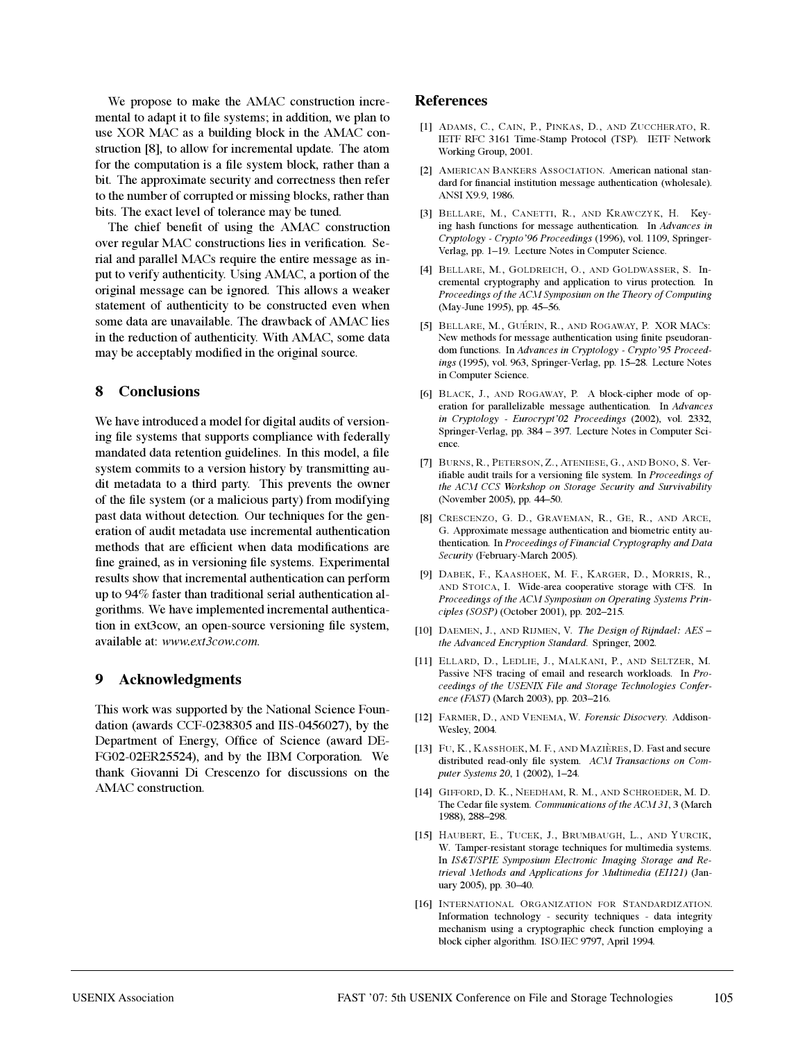We propose to make the AMAC construction incremental to adapt it to file systems; in addition, we plan to use XOR MAC as a building block in the AMAC construction [8], to allow for incremental update. The atom for the computation is a file system block, rather than a bit. The approximate security and correctness then refer to the number of corrupted or missing blocks, rather than bits. The exact level of tolerance may be tuned.

The chief benefit of using the AMAC construction over regular MAC constructions lies in verification. Serial and parallel MACs require the entire message as input to verify authenticity. Using AMAC, a portion of the original message can be ignored. This allows a weaker statement of authenticity to be constructed even when some data are unavailable. The drawback of AMAC lies in the reduction of authenticity. With AMAC, some data may be acceptably modified in the original source.

## 8 Conclusions

We have introduced a model for digital audits of versioning file systems that supports compliance with federally mandated data retention guidelines. In this model, a file system commits to a version history by transmitting audit metadata to a third party. This prevents the owner of the file system (or a malicious party) from modifying past data without detection. Our techniques for the generation of audit metadata use incremental authentication methods that are efficient when data modifications are fine grained, as in versioning file systems. Experimental results show that incremental authentication can perform up to 94% faster than traditional serial authentication algorithms. We have implemented incremental authentication in ext3cow, an open-source versioning file system, available at: *www.ext3cow.com.*

## 9 Acknowledgments

This work was supported by the National Science Foundation (awards CCF-0238305 and IIS-0456027), by the Department of Energy, Office of Science (award DE-FG02-02ER25524), and by the IBM Corporation. We thank Giovanni Di Crescenzo for discussions on the AMAC construction.

## References

[1] Adams, C., Cain, P., Pinkas, D., and Zuccherato, R. IETF RFC 3161 Time-Stamp Protocol (TSP). IETF Network Working Group, 2001.

[2] American Bankers Association. American national standard for financial institution message authentication (wholesale). ANSI X9.9, 1986.

[3] Bellare, M., Canetti, R., and Krawczyk, H. Keying hash functions for message authentication. In *Advances in Cryptology - Crypto'96 Proceedings* (1996), vol. 1109, Springer-Verlag, pp. 1–19. Lecture Notes in Computer Science.

[4] Bellare, M., Goldreich, O., and Goldwasser, S. Incremental cryptography and application to virus protection. In *Proceedings of the ACM Symposium on the Theory of Computing* (May-June 1995), pp. 45–56.

[5] Bellare, M., Guérin, R., and Rogaway, P. XOR MACs: New methods for message authentication using finite pseudorandom functions. In *Advances in Cryptology - Crypto'95 Proceedings* (1995), vol. 963, Springer-Verlag, pp. 15–28. Lecture Notes in Computer Science.

[6] Black, J., and Rogaway, P. A block-cipher mode of operation for parallelizable message authentication. In *Advances in Cryptology - Eurocrypt'02 Proceedings* (2002), vol. 2332, Springer-Verlag, pp. 384 – 397. Lecture Notes in Computer Science.

[7] Burns, R., Peterson, Z., Ateniese, G., and Bono, S. Verifiable audit trails for a versioning file system. In *Proceedings of the ACM CCS Workshop on Storage Security and Survivability* (November 2005), pp. 44–50.

[8] Crescenzo, G. D., Graveman, R., Ge, R., and Arce, G. Approximate message authentication and biometric entity authentication. In *Proceedings of Financial Cryptography and Data Security* (February-March 2005).

[9] Dabek, F., Kaashoek, M. F., Karger, D., Morris, R., and Stoica, I. Wide-area cooperative storage with CFS. In *Proceedings of the ACM Symposium on Operating Systems Principles (SOSP)* (October 2001), pp. 202–215.

[10] Daemen, J., and Rijmen, V. *The Design of Rijndael: AES – the Advanced Encryption Standard.* Springer, 2002.

[11] Ellard, D., Ledlie, J., Malkani, P., and Seltzer, M. Passive NFS tracing of email and research workloads. In *Proceedings of the USENIX File and Storage Technologies Conference (FAST)* (March 2003), pp. 203–216.

[12] Farmer, D., and Venema, W. *Forensic Disocvery.* Addison-Wesley, 2004.

[13] Fu, K., Kasshoek, M. F., and Mazières, D. Fast and secure distributed read-only file system. *ACM Transactions on Computer Systems 20*, 1 (2002), 1–24.

[14] Gifford, D. K., Needham, R. M., and Schroeder, M. D. The Cedar file system. *Communications of the ACM 31*, 3 (March 1988), 288–298.

[15] Haubert, E., Tucek, J., Brumbaugh, L., and Yurcik, W. Tamper-resistant storage techniques for multimedia systems. In *IS&T/SPIE Symposium Electronic Imaging Storage and Retrieval Methods and Applications for Multimedia (EI121)* (January 2005), pp. 30–40.

[16] International Organization for Standardization. Information technology - security techniques - data integrity mechanism using a cryptographic check function employing a block cipher algorithm. ISO/IEC 9797, April 1994.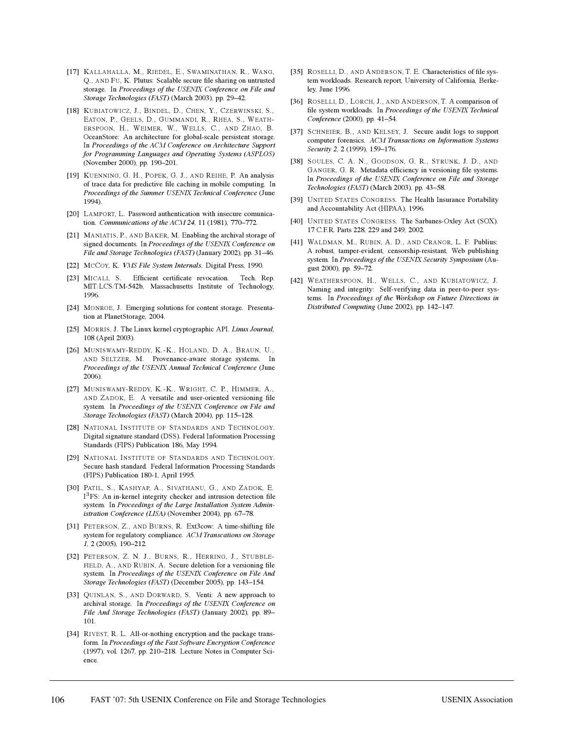[17] Kallahalla, M., Riedel, E., Swaminathan, R., Wang, Q., and Fu, K. Plutus: Scalable secure file sharing on untrusted storage. In *Proceedings of the USENIX Conference on File and Storage Technologies (FAST)* (March 2003), pp. 29–42.

[18] Kubiatowicz, J., Bindel, D., Chen, Y., Czerwinski, S., Eaton, P., Geels, D., Gummandi, R., Rhea, S., Weatherspoon, H., Weimer, W., Wells, C., and Zhao, B. OceanStore: An architecture for global-scale persistent storage. In *Proceedings of the ACM Conference on Architecture Support for Programming Languages and Operating Systems (ASPLOS)* (November 2000), pp. 190–201.

[19] Kuenning, G. H., Popek, G. J., and Reihe, P. An analysis of trace data for predictive file caching in mobile computing. In *Proceedings of the Summer USENIX Technical Conference* (June 1994).

[20] Lamport, L. Password authentication with insecure comunication. *Communications of the ACM 24*, 11 (1981), 770–772.

[21] Maniatis, P., and Baker, M. Enabling the archival storage of signed documents. In *Proceedings of the USENIX Conference on File and Storage Technologies (FAST)* (January 2002), pp. 31–46.

[22] McCoy, K. *VMS File System Internals*. Digital Press, 1990.

[23] Micali, S. Efficient certificate revocation. Tech. Rep. MIT/LCS/TM-542b, Massachusetts Institute of Technology, 1996.

[24] Monroe, J. Emerging solutions for content storage. Presentation at PlanetStorage, 2004.

[25] Morris, J. The Linux kernel cryptographic API. *Linux Journal*, 108 (April 2003).

[26] Muniswamy-Reddy, K.-K., Holand, D. A., Braun, U., and Seltzer, M. Provenance-aware storage systems. In *Proceedings of the USENIX Annual Technical Conference* (June 2006).

[27] Muniswamy-Reddy, K.-K., Wright, C. P., Himmer, A., and Zadok, E. A versatile and user-oriented versioning file system. In *Proceedings of the USENIX Conference on File and Storage Technologies (FAST)* (March 2004), pp. 115–128.

[28] National Institute of Standards and Technology. Digital signature standard (DSS). Federal Information Processing Standards (FIPS) Publication 186, May 1994.

[29] National Institute of Standards and Technology. Secure hash standard. Federal Information Processing Standards (FIPS) Publication 180-1, April 1995.

[30] Patil, S., Kashyap, A., Sivathanu, G., and Zadok, E. $I^3$FS: An in-kernel integrity checker and intrusion detection file system. In *Proceedings of the Large Installation System Administration Conference (LISA)* (November 2004), pp. 67–78.

[31] Peterson, Z., and Burns, R. Ext3cow: A time-shifting file system for regulatory compliance. *ACM Transcations on Storage 1*, 2 (2005), 190–212.

[32] Peterson, Z. N. J., Burns, R., Herring, J., Stubblefield, A., and Rubin, A. Secure deletion for a versioning file system. In *Proceedings of the USENIX Conference on File And Storage Technologies (FAST)* (December 2005), pp. 143–154.

[33] Quinlan, S., and Dorward, S. Venti: A new approach to archival storage. In *Proceedings of the USENIX Conference on File And Storage Technologies (FAST)* (January 2002), pp. 89–101.

[34] Rivest, R. L. All-or-nothing encryption and the package transform. In *Proceedings of the Fast Software Encryption Conference* (1997), vol. 1267, pp. 210–218. Lecture Notes in Computer Science.

[35] Roselli, D., and Anderson, T. E. Characteristics of file system workloads. Research report, University of California, Berkeley, June 1996.

[36] Roselli, D., Lorch, J., and Anderson, T. A comparison of file system workloads. In *Proceedings of the USENIX Technical Conference* (2000), pp. 41–54.

[37] Schneier, B., and Kelsey, J. Secure audit logs to support computer forensics. *ACM Transactions on Information Systems Security 2*, 2 (1999), 159–176.

[38] Soules, C. A. N., Goodson, G. R., Strunk, J. D., and Ganger, G. R. Metadata efficiency in versioning file systems. In *Proceedings of the USENIX Conference on File and Storage Technologies (FAST)* (March 2003), pp. 43–58.

[39] United States Congress. The Health Insurance Portability and Accountability Act (HIPAA), 1996.

[40] United States Congress. The Sarbanes-Oxley Act (SOX). 17 C.F.R. Parts 228, 229 and 249, 2002.

[41] Waldman, M., Rubin, A. D., and Cranor, L. F. Publius: A robust, tamper-evident, censorship-resistant, Web publishing system. In *Proceedings of the USENIX Security Symposium* (August 2000), pp. 59–72.

[42] Weatherspoon, H., Wells, C., and Kubiatowicz, J. Naming and integrity: Self-verifying data in peer-to-peer systems. In *Proceedings of the Workshop on Future Directions in Distributed Computing* (June 2002), pp. 142–147.